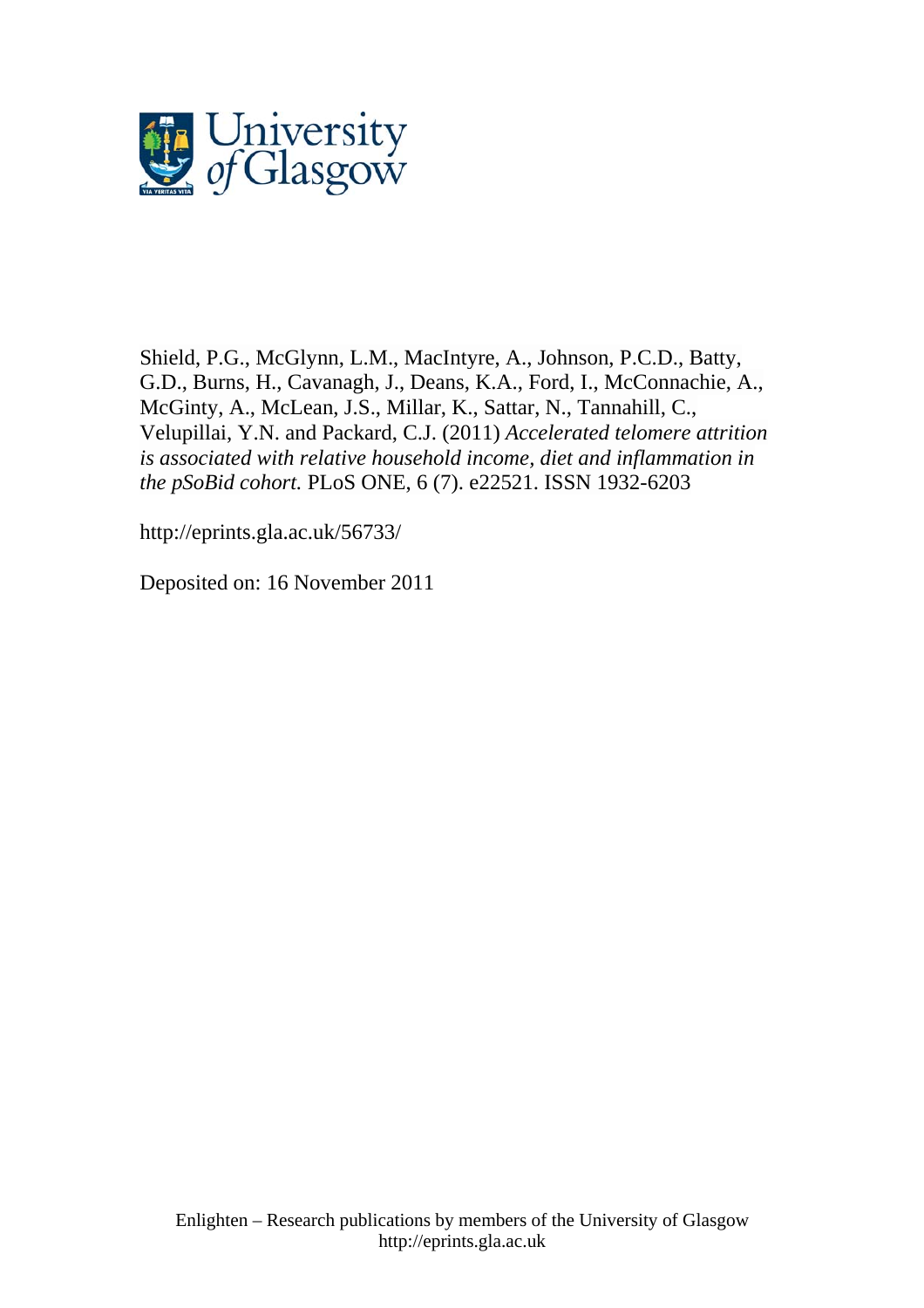University of Glasgow

Shield, P.G., McGlynn, L.M., MacIntyre, A., Johnson, P.C.D., Batty, G.D., Burns, H., Cavanagh, J., Deans, K.A., Ford, I., McConnachie, A., McGinty, A., McLean, J.S., Millar, K., Sattar, N., Tannahill, C., Velupillai, Y.N. and Packard, C.J. (2011) *Accelerated telomere attrition is associated with relative household income, diet and inflammation in the pSoBid cohort.* PLoS ONE, 6 (7). e22521. ISSN 1932-6203

http://eprints.gla.ac.uk/56733/

Deposited on: 16 November 2011

Enlighten – Research publications by members of the University of Glasgow
http://eprints.gla.ac.uk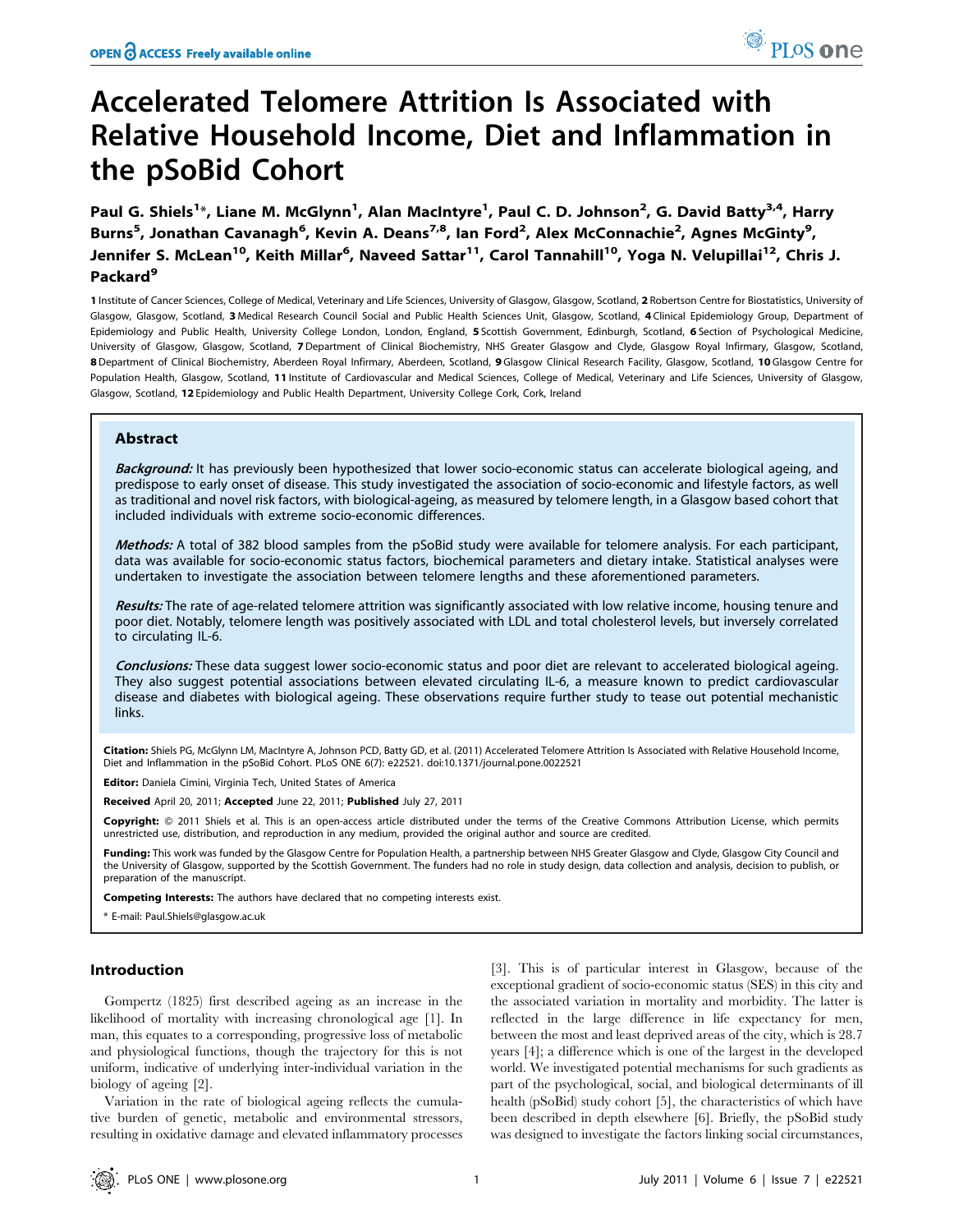# Accelerated Telomere Attrition Is Associated with Relative Household Income, Diet and Inflammation in the pSoBid Cohort

**Paul G. Shiels[1]\*, Liane M. McGlynn[1], Alan MacIntyre[1], Paul C. D. Johnson[2], G. David Batty[3,4], Harry Burns[5], Jonathan Cavanagh[6], Kevin A. Deans[7,8], Ian Ford[2], Alex McConnachie[2], Agnes McGinty[9], Jennifer S. McLean[10], Keith Millar[6], Naveed Sattar[11], Carol Tannahill[10], Yoga N. Velupillai[12], Chris J. Packard[9]**

1 Institute of Cancer Sciences, College of Medical, Veterinary and Life Sciences, University of Glasgow, Glasgow, Scotland, 2 Robertson Centre for Biostatistics, University of Glasgow, Glasgow, Scotland, 3 Medical Research Council Social and Public Health Sciences Unit, Glasgow, Scotland, 4 Clinical Epidemiology Group, Department of Epidemiology and Public Health, University College London, London, England, 5 Scottish Government, Edinburgh, Scotland, 6 Section of Psychological Medicine, University of Glasgow, Glasgow, Scotland, 7 Department of Clinical Biochemistry, NHS Greater Glasgow and Clyde, Glasgow Royal Infirmary, Glasgow, Scotland, 8 Department of Clinical Biochemistry, Aberdeen Royal Infirmary, Aberdeen, Scotland, 9 Glasgow Clinical Research Facility, Glasgow, Scotland, 10 Glasgow Centre for Population Health, Glasgow, Scotland, 11 Institute of Cardiovascular and Medical Sciences, College of Medical, Veterinary and Life Sciences, University of Glasgow, Glasgow, Scotland, 12 Epidemiology and Public Health Department, University College Cork, Cork, Ireland

## Abstract

***Background:*** It has previously been hypothesized that lower socio-economic status can accelerate biological ageing, and predispose to early onset of disease. This study investigated the association of socio-economic and lifestyle factors, as well as traditional and novel risk factors, with biological-ageing, as measured by telomere length, in a Glasgow based cohort that included individuals with extreme socio-economic differences.

***Methods:*** A total of 382 blood samples from the pSoBid study were available for telomere analysis. For each participant, data was available for socio-economic status factors, biochemical parameters and dietary intake. Statistical analyses were undertaken to investigate the association between telomere lengths and these aforementioned parameters.

***Results:*** The rate of age-related telomere attrition was significantly associated with low relative income, housing tenure and poor diet. Notably, telomere length was positively associated with LDL and total cholesterol levels, but inversely correlated to circulating IL-6.

***Conclusions:*** These data suggest lower socio-economic status and poor diet are relevant to accelerated biological ageing. They also suggest potential associations between elevated circulating IL-6, a measure known to predict cardiovascular disease and diabetes with biological ageing. These observations require further study to tease out potential mechanistic links.

**Citation:** Shiels PG, McGlynn LM, MacIntyre A, Johnson PCD, Batty GD, et al. (2011) Accelerated Telomere Attrition Is Associated with Relative Household Income, Diet and Inflammation in the pSoBid Cohort. PLoS ONE 6(7): e22521. doi:10.1371/journal.pone.0022521

**Editor:** Daniela Cimini, Virginia Tech, United States of America

**Received** April 20, 2011; **Accepted** June 22, 2011; **Published** July 27, 2011

**Copyright:** © 2011 Shiels et al. This is an open-access article distributed under the terms of the Creative Commons Attribution License, which permits unrestricted use, distribution, and reproduction in any medium, provided the original author and source are credited.

**Funding:** This work was funded by the Glasgow Centre for Population Health, a partnership between NHS Greater Glasgow and Clyde, Glasgow City Council and the University of Glasgow, supported by the Scottish Government. The funders had no role in study design, data collection and analysis, decision to publish, or preparation of the manuscript.

**Competing Interests:** The authors have declared that no competing interests exist.

\* E-mail: Paul.Shiels@glasgow.ac.uk

## Introduction

Gompertz (1825) first described ageing as an increase in the likelihood of mortality with increasing chronological age [1]. In man, this equates to a corresponding, progressive loss of metabolic and physiological functions, though the trajectory for this is not uniform, indicative of underlying inter-individual variation in the biology of ageing [2].

Variation in the rate of biological ageing reflects the cumulative burden of genetic, metabolic and environmental stressors, resulting in oxidative damage and elevated inflammatory processes [3]. This is of particular interest in Glasgow, because of the exceptional gradient of socio-economic status (SES) in this city and the associated variation in mortality and morbidity. The latter is reflected in the large difference in life expectancy for men, between the most and least deprived areas of the city, which is 28.7 years [4]; a difference which is one of the largest in the developed world. We investigated potential mechanisms for such gradients as part of the psychological, social, and biological determinants of ill health (pSoBid) study cohort [5], the characteristics of which have been described in depth elsewhere [6]. Briefly, the pSoBid study was designed to investigate the factors linking social circumstances,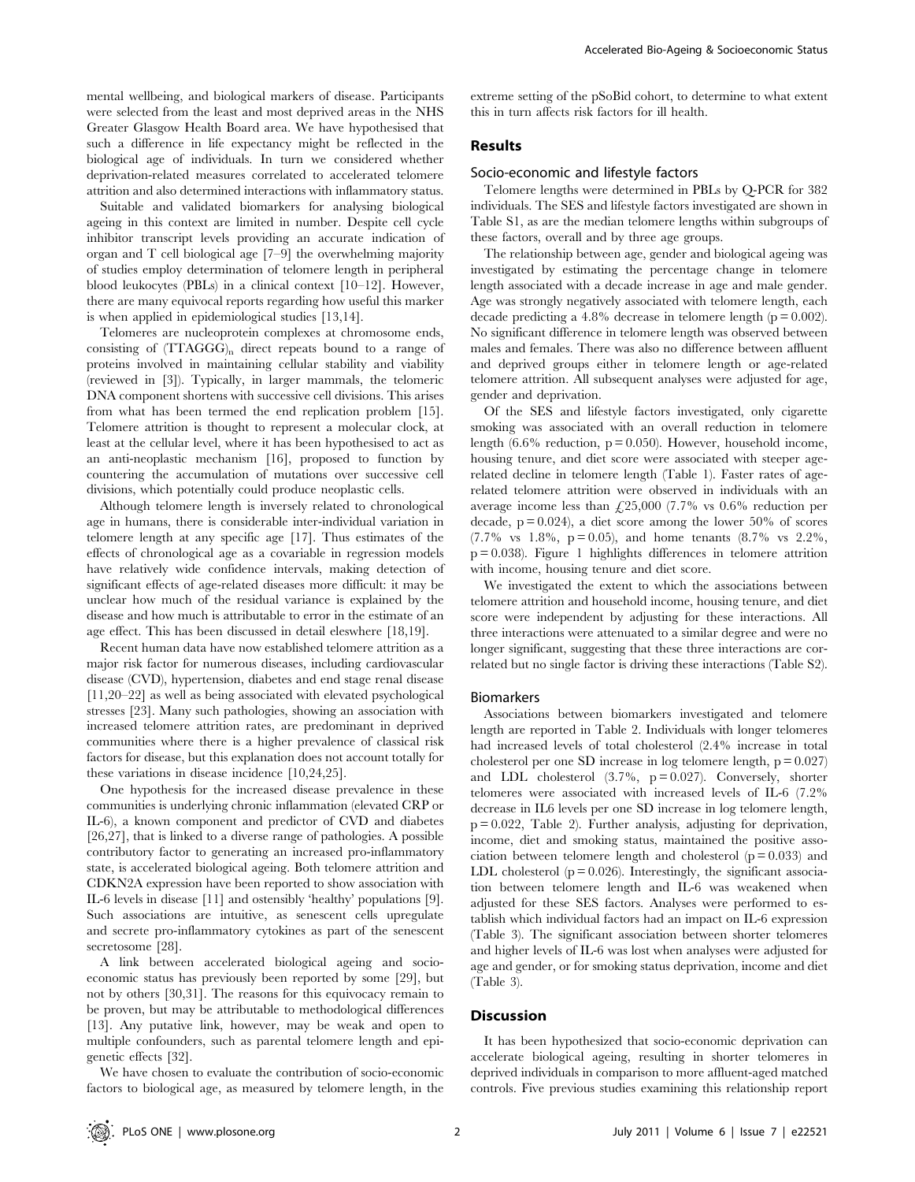mental wellbeing, and biological markers of disease. Participants were selected from the least and most deprived areas in the NHS Greater Glasgow Health Board area. We have hypothesised that such a difference in life expectancy might be reflected in the biological age of individuals. In turn we considered whether deprivation-related measures correlated to accelerated telomere attrition and also determined interactions with inflammatory status.

Suitable and validated biomarkers for analysing biological ageing in this context are limited in number. Despite cell cycle inhibitor transcript levels providing an accurate indication of organ and T cell biological age [7–9] the overwhelming majority of studies employ determination of telomere length in peripheral blood leukocytes (PBLs) in a clinical context [10–12]. However, there are many equivocal reports regarding how useful this marker is when applied in epidemiological studies [13,14].

Telomeres are nucleoprotein complexes at chromosome ends, consisting of $(TTAGGG)_n$ direct repeats bound to a range of proteins involved in maintaining cellular stability and viability (reviewed in [3]). Typically, in larger mammals, the telomeric DNA component shortens with successive cell divisions. This arises from what has been termed the end replication problem [15]. Telomere attrition is thought to represent a molecular clock, at least at the cellular level, where it has been hypothesised to act as an anti-neoplastic mechanism [16], proposed to function by countering the accumulation of mutations over successive cell divisions, which potentially could produce neoplastic cells.

Although telomere length is inversely related to chronological age in humans, there is considerable inter-individual variation in telomere length at any specific age [17]. Thus estimates of the effects of chronological age as a covariable in regression models have relatively wide confidence intervals, making detection of significant effects of age-related diseases more difficult: it may be unclear how much of the residual variance is explained by the disease and how much is attributable to error in the estimate of an age effect. This has been discussed in detail eleswhere [18,19].

Recent human data have now established telomere attrition as a major risk factor for numerous diseases, including cardiovascular disease (CVD), hypertension, diabetes and end stage renal disease [11,20–22] as well as being associated with elevated psychological stresses [23]. Many such pathologies, showing an association with increased telomere attrition rates, are predominant in deprived communities where there is a higher prevalence of classical risk factors for disease, but this explanation does not account totally for these variations in disease incidence [10,24,25].

One hypothesis for the increased disease prevalence in these communities is underlying chronic inflammation (elevated CRP or IL-6), a known component and predictor of CVD and diabetes [26,27], that is linked to a diverse range of pathologies. A possible contributory factor to generating an increased pro-inflammatory state, is accelerated biological ageing. Both telomere attrition and CDKN2A expression have been reported to show association with IL-6 levels in disease [11] and ostensibly 'healthy' populations [9]. Such associations are intuitive, as senescent cells upregulate and secrete pro-inflammatory cytokines as part of the senescent secretosome [28].

A link between accelerated biological ageing and socio-economic status has previously been reported by some [29], but not by others [30,31]. The reasons for this equivocacy remain to be proven, but may be attributable to methodological differences [13]. Any putative link, however, may be weak and open to multiple confounders, such as parental telomere length and epigenetic effects [32].

We have chosen to evaluate the contribution of socio-economic factors to biological age, as measured by telomere length, in the extreme setting of the pSoBid cohort, to determine to what extent this in turn affects risk factors for ill health.

## Results

### Socio-economic and lifestyle factors

Telomere lengths were determined in PBLs by Q-PCR for 382 individuals. The SES and lifestyle factors investigated are shown in Table S1, as are the median telomere lengths within subgroups of these factors, overall and by three age groups.

The relationship between age, gender and biological ageing was investigated by estimating the percentage change in telomere length associated with a decade increase in age and male gender. Age was strongly negatively associated with telomere length, each decade predicting a 4.8% decrease in telomere length ($p = 0.002$). No significant difference in telomere length was observed between males and females. There was also no difference between affluent and deprived groups either in telomere length or age-related telomere attrition. All subsequent analyses were adjusted for age, gender and deprivation.

Of the SES and lifestyle factors investigated, only cigarette smoking was associated with an overall reduction in telomere length (6.6% reduction, $p = 0.050$). However, household income, housing tenure, and diet score were associated with steeper age-related decline in telomere length (Table 1). Faster rates of age-related telomere attrition were observed in individuals with an average income less than £25,000 (7.7% vs 0.6% reduction per decade, $p = 0.024$), a diet score among the lower 50% of scores (7.7% vs 1.8%, $p = 0.05$), and home tenants (8.7% vs 2.2%, $p = 0.038$). Figure 1 highlights differences in telomere attrition with income, housing tenure and diet score.

We investigated the extent to which the associations between telomere attrition and household income, housing tenure, and diet score were independent by adjusting for these interactions. All three interactions were attenuated to a similar degree and were no longer significant, suggesting that these three interactions are correlated but no single factor is driving these interactions (Table S2).

### Biomarkers

Associations between biomarkers investigated and telomere length are reported in Table 2. Individuals with longer telomeres had increased levels of total cholesterol (2.4% increase in total cholesterol per one SD increase in log telomere length, $p = 0.027$) and LDL cholesterol (3.7%, $p = 0.027$). Conversely, shorter telomeres were associated with increased levels of IL-6 (7.2% decrease in IL6 levels per one SD increase in log telomere length, $p = 0.022$, Table 2). Further analysis, adjusting for deprivation, income, diet and smoking status, maintained the positive association between telomere length and cholesterol ($p = 0.033$) and LDL cholesterol ($p = 0.026$). Interestingly, the significant association between telomere length and IL-6 was weakened when adjusted for these SES factors. Analyses were performed to establish which individual factors had an impact on IL-6 expression (Table 3). The significant association between shorter telomeres and higher levels of IL-6 was lost when analyses were adjusted for age and gender, or for smoking status deprivation, income and diet (Table 3).

## Discussion

It has been hypothesized that socio-economic deprivation can accelerate biological ageing, resulting in shorter telomeres in deprived individuals in comparison to more affluent-aged matched controls. Five previous studies examining this relationship report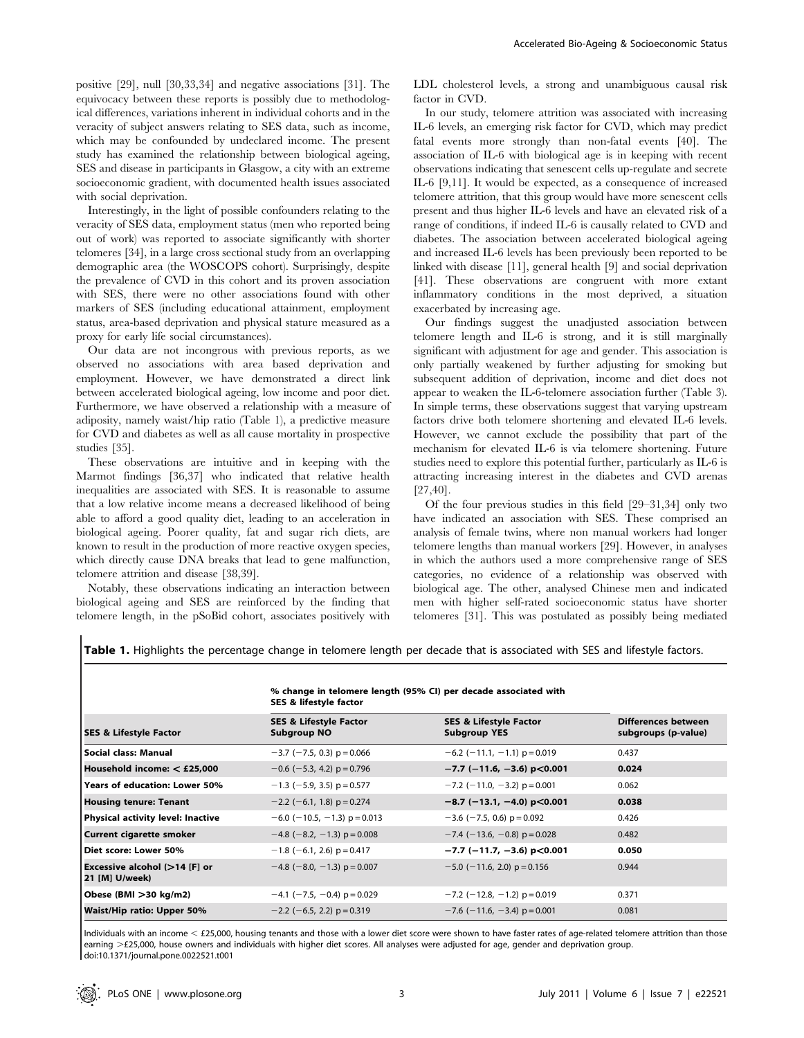positive [29], null [30,33,34] and negative associations [31]. The equivocacy between these reports is possibly due to methodological differences, variations inherent in individual cohorts and in the veracity of subject answers relating to SES data, such as income, which may be confounded by undeclared income. The present study has examined the relationship between biological ageing, SES and disease in participants in Glasgow, a city with an extreme socioeconomic gradient, with documented health issues associated with social deprivation.

Interestingly, in the light of possible confounders relating to the veracity of SES data, employment status (men who reported being out of work) was reported to associate significantly with shorter telomeres [34], in a large cross sectional study from an overlapping demographic area (the WOSCOPS cohort). Surprisingly, despite the prevalence of CVD in this cohort and its proven association with SES, there were no other associations found with other markers of SES (including educational attainment, employment status, area-based deprivation and physical stature measured as a proxy for early life social circumstances).

Our data are not incongrous with previous reports, as we observed no associations with area based deprivation and employment. However, we have demonstrated a direct link between accelerated biological ageing, low income and poor diet. Furthermore, we have observed a relationship with a measure of adiposity, namely waist/hip ratio (Table 1), a predictive measure for CVD and diabetes as well as all cause mortality in prospective studies [35].

These observations are intuitive and in keeping with the Marmot findings [36,37] who indicated that relative health inequalities are associated with SES. It is reasonable to assume that a low relative income means a decreased likelihood of being able to afford a good quality diet, leading to an acceleration in biological ageing. Poorer quality, fat and sugar rich diets, are known to result in the production of more reactive oxygen species, which directly cause DNA breaks that lead to gene malfunction, telomere attrition and disease [38,39].

Notably, these observations indicating an interaction between biological ageing and SES are reinforced by the finding that telomere length, in the pSoBid cohort, associates positively with LDL cholesterol levels, a strong and unambiguous causal risk factor in CVD.

In our study, telomere attrition was associated with increasing IL-6 levels, an emerging risk factor for CVD, which may predict fatal events more strongly than non-fatal events [40]. The association of IL-6 with biological age is in keeping with recent observations indicating that senescent cells up-regulate and secrete IL-6 [9,11]. It would be expected, as a consequence of increased telomere attrition, that this group would have more senescent cells present and thus higher IL-6 levels and have an elevated risk of a range of conditions, if indeed IL-6 is causally related to CVD and diabetes. The association between accelerated biological ageing and increased IL-6 levels has been previously been reported to be linked with disease [11], general health [9] and social deprivation [41]. These observations are congruent with more extant inflammatory conditions in the most deprived, a situation exacerbated by increasing age.

Our findings suggest the unadjusted association between telomere length and IL-6 is strong, and it is still marginally significant with adjustment for age and gender. This association is only partially weakened by further adjusting for smoking but subsequent addition of deprivation, income and diet does not appear to weaken the IL-6-telomere association further (Table 3). In simple terms, these observations suggest that varying upstream factors drive both telomere shortening and elevated IL-6 levels. However, we cannot exclude the possibility that part of the mechanism for elevated IL-6 is via telomere shortening. Future studies need to explore this potential further, particularly as IL-6 is attracting increasing interest in the diabetes and CVD arenas [27,40].

Of the four previous studies in this field [29–31,34] only two have indicated an association with SES. These comprised an analysis of female twins, where non manual workers had longer telomere lengths than manual workers [29]. However, in analyses in which the authors used a more comprehensive range of SES categories, no evidence of a relationship was observed with biological age. The other, analysed Chinese men and indicated men with higher self-rated socioeconomic status have shorter telomeres [31]. This was postulated as possibly being mediated

**Table 1.** Highlights the percentage change in telomere length per decade that is associated with SES and lifestyle factors.

| | % change in telomere length (95% CI) per decade associated with SES & lifestyle factor | | |
|---|---|---|---|
| **SES & Lifestyle Factor** | **SES & Lifestyle Factor Subgroup NO** | **SES & Lifestyle Factor Subgroup YES** | **Differences between subgroups (p-value)** |
| **Social class: Manual** | −3.7 (−7.5, 0.3) p = 0.066 | −6.2 (−11.1, −1.1) p = 0.019 | 0.437 |
| **Household income: < £25,000** | −0.6 (−5.3, 4.2) p = 0.796 | **−7.7 (−11.6, −3.6) p<0.001** | **0.024** |
| **Years of education: Lower 50%** | −1.3 (−5.9, 3.5) p = 0.577 | −7.2 (−11.0, −3.2) p = 0.001 | 0.062 |
| **Housing tenure: Tenant** | −2.2 (−6.1, 1.8) p = 0.274 | **−8.7 (−13.1, −4.0) p<0.001** | **0.038** |
| **Physical activity level: Inactive** | −6.0 (−10.5, −1.3) p = 0.013 | −3.6 (−7.5, 0.6) p = 0.092 | 0.426 |
| **Current cigarette smoker** | −4.8 (−8.2, −1.3) p = 0.008 | −7.4 (−13.6, −0.8) p = 0.028 | 0.482 |
| **Diet score: Lower 50%** | −1.8 (−6.1, 2.6) p = 0.417 | **−7.7 (−11.7, −3.6) p<0.001** | **0.050** |
| **Excessive alcohol (>14 [F] or 21 [M] U/week)** | −4.8 (−8.0, −1.3) p = 0.007 | −5.0 (−11.6, 2.0) p = 0.156 | 0.944 |
| **Obese (BMI >30 kg/m2)** | −4.1 (−7.5, −0.4) p = 0.029 | −7.2 (−12.8, −1.2) p = 0.019 | 0.371 |
| **Waist/Hip ratio: Upper 50%** | −2.2 (−6.5, 2.2) p = 0.319 | −7.6 (−11.6, −3.4) p = 0.001 | 0.081 |

Individuals with an income < £25,000, housing tenants and those with a lower diet score were shown to have faster rates of age-related telomere attrition than those earning >£25,000, house owners and individuals with higher diet scores. All analyses were adjusted for age, gender and deprivation group.
doi:10.1371/journal.pone.0022521.t001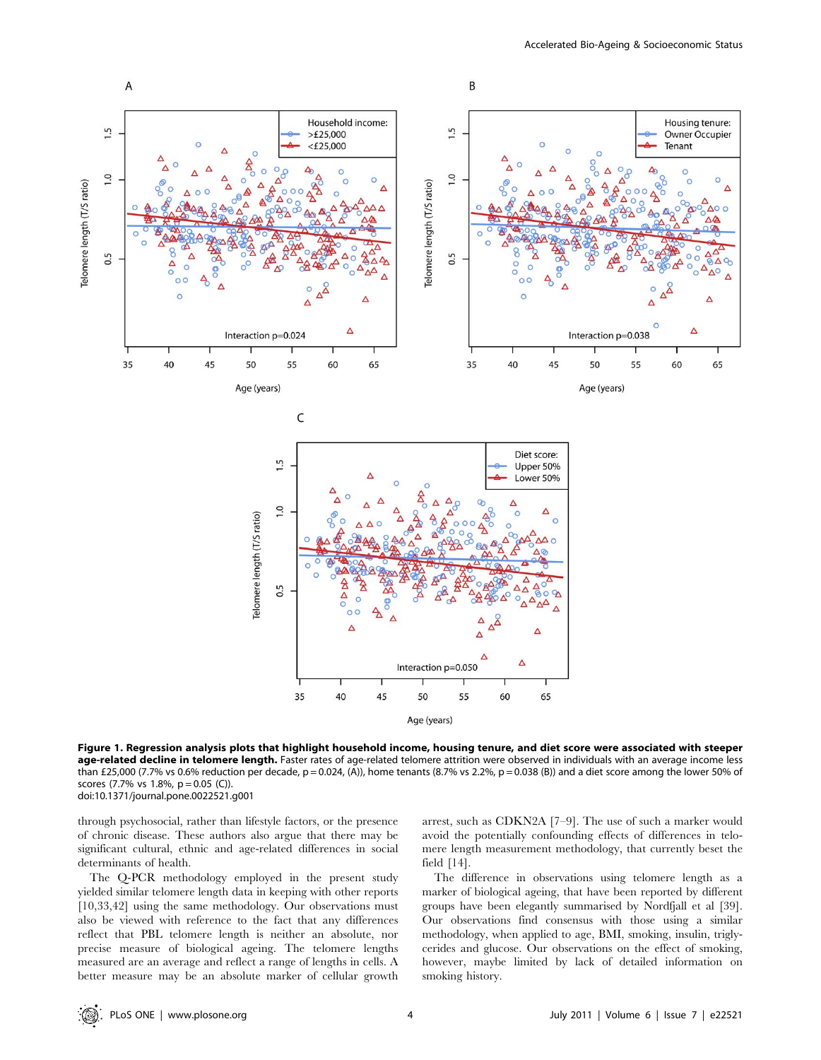**Figure 1. Regression analysis plots that highlight household income, housing tenure, and diet score were associated with steeper age-related decline in telomere length.** Faster rates of age-related telomere attrition were observed in individuals with an average income less than £25,000 (7.7% vs 0.6% reduction per decade, p = 0.024, (A)), home tenants (8.7% vs 2.2%, p = 0.038 (B)) and a diet score among the lower 50% of scores (7.7% vs 1.8%, p = 0.05 (C)).
doi:10.1371/journal.pone.0022521.g001

through psychosocial, rather than lifestyle factors, or the presence of chronic disease. These authors also argue that there may be significant cultural, ethnic and age-related differences in social determinants of health.

The Q-PCR methodology employed in the present study yielded similar telomere length data in keeping with other reports [10,33,42] using the same methodology. Our observations must also be viewed with reference to the fact that any differences reflect that PBL telomere length is neither an absolute, nor precise measure of biological ageing. The telomere lengths measured are an average and reflect a range of lengths in cells. A better measure may be an absolute marker of cellular growth arrest, such as CDKN2A [7–9]. The use of such a marker would avoid the potentially confounding effects of differences in telomere length measurement methodology, that currently beset the field [14].

The difference in observations using telomere length as a marker of biological ageing, that have been reported by different groups have been elegantly summarised by Nordfjall et al [39]. Our observations find consensus with those using a similar methodology, when applied to age, BMI, smoking, insulin, triglycerides and glucose. Our observations on the effect of smoking, however, maybe limited by lack of detailed information on smoking history.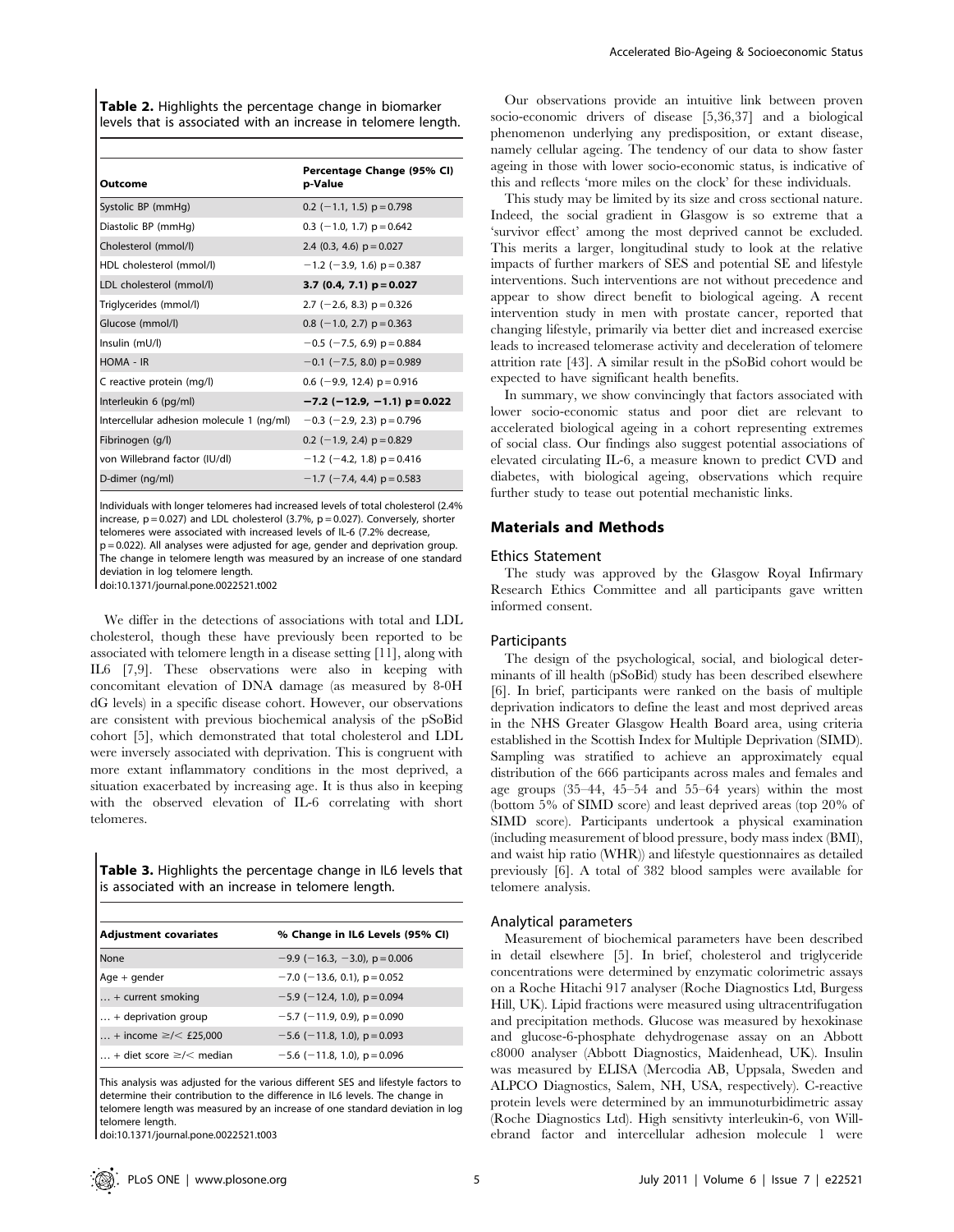**Table 2.** Highlights the percentage change in biomarker levels that is associated with an increase in telomere length.

| Outcome | Percentage Change (95% CI) p-Value |
|---|---|
| Systolic BP (mmHg) | 0.2 (−1.1, 1.5) p = 0.798 |
| Diastolic BP (mmHg) | 0.3 (−1.0, 1.7) p = 0.642 |
| Cholesterol (mmol/l) | 2.4 (0.3, 4.6) p = 0.027 |
| HDL cholesterol (mmol/l) | −1.2 (−3.9, 1.6) p = 0.387 |
| LDL cholesterol (mmol/l) | **3.7 (0.4, 7.1) p = 0.027** |
| Triglycerides (mmol/l) | 2.7 (−2.6, 8.3) p = 0.326 |
| Glucose (mmol/l) | 0.8 (−1.0, 2.7) p = 0.363 |
| Insulin (mU/l) | −0.5 (−7.5, 6.9) p = 0.884 |
| HOMA - IR | −0.1 (−7.5, 8.0) p = 0.989 |
| C reactive protein (mg/l) | 0.6 (−9.9, 12.4) p = 0.916 |
| Interleukin 6 (pg/ml) | **−7.2 (−12.9, −1.1) p = 0.022** |
| Intercellular adhesion molecule 1 (ng/ml) | −0.3 (−2.9, 2.3) p = 0.796 |
| Fibrinogen (g/l) | 0.2 (−1.9, 2.4) p = 0.829 |
| von Willebrand factor (IU/dl) | −1.2 (−4.2, 1.8) p = 0.416 |
| D-dimer (ng/ml) | −1.7 (−7.4, 4.4) p = 0.583 |

Individuals with longer telomeres had increased levels of total cholesterol (2.4% increase, p = 0.027) and LDL cholesterol (3.7%, p = 0.027). Conversely, shorter telomeres were associated with increased levels of IL-6 (7.2% decrease, p = 0.022). All analyses were adjusted for age, gender and deprivation group. The change in telomere length was measured by an increase of one standard deviation in log telomere length.
doi:10.1371/journal.pone.0022521.t002

We differ in the detections of associations with total and LDL cholesterol, though these have previously been reported to be associated with telomere length in a disease setting [11], along with IL6 [7,9]. These observations were also in keeping with concomitant elevation of DNA damage (as measured by 8-0H dG levels) in a specific disease cohort. However, our observations are consistent with previous biochemical analysis of the pSoBid cohort [5], which demonstrated that total cholesterol and LDL were inversely associated with deprivation. This is congruent with more extant inflammatory conditions in the most deprived, a situation exacerbated by increasing age. It is thus also in keeping with the observed elevation of IL-6 correlating with short telomeres.

**Table 3.** Highlights the percentage change in IL6 levels that is associated with an increase in telomere length.

| Adjustment covariates | % Change in IL6 Levels (95% CI) |
|---|---|
| None | −9.9 (−16.3, −3.0), p = 0.006 |
| Age + gender | −7.0 (−13.6, 0.1), p = 0.052 |
| … + current smoking | −5.9 (−12.4, 1.0), p = 0.094 |
| … + deprivation group | −5.7 (−11.9, 0.9), p = 0.090 |
| … + income ≥/< £25,000 | −5.6 (−11.8, 1.0), p = 0.093 |
| … + diet score ≥/< median | −5.6 (−11.8, 1.0), p = 0.096 |

This analysis was adjusted for the various different SES and lifestyle factors to determine their contribution to the difference in IL6 levels. The change in telomere length was measured by an increase of one standard deviation in log telomere length.
doi:10.1371/journal.pone.0022521.t003

Our observations provide an intuitive link between proven socio-economic drivers of disease [5,36,37] and a biological phenomenon underlying any predisposition, or extant disease, namely cellular ageing. The tendency of our data to show faster ageing in those with lower socio-economic status, is indicative of this and reflects 'more miles on the clock' for these individuals.

This study may be limited by its size and cross sectional nature. Indeed, the social gradient in Glasgow is so extreme that a 'survivor effect' among the most deprived cannot be excluded. This merits a larger, longitudinal study to look at the relative impacts of further markers of SES and potential SE and lifestyle interventions. Such interventions are not without precedence and appear to show direct benefit to biological ageing. A recent intervention study in men with prostate cancer, reported that changing lifestyle, primarily via better diet and increased exercise leads to increased telomerase activity and deceleration of telomere attrition rate [43]. A similar result in the pSoBid cohort would be expected to have significant health benefits.

In summary, we show convincingly that factors associated with lower socio-economic status and poor diet are relevant to accelerated biological ageing in a cohort representing extremes of social class. Our findings also suggest potential associations of elevated circulating IL-6, a measure known to predict CVD and diabetes, with biological ageing, observations which require further study to tease out potential mechanistic links.

## Materials and Methods

### Ethics Statement

The study was approved by the Glasgow Royal Infirmary Research Ethics Committee and all participants gave written informed consent.

### Participants

The design of the psychological, social, and biological determinants of ill health (pSoBid) study has been described elsewhere [6]. In brief, participants were ranked on the basis of multiple deprivation indicators to define the least and most deprived areas in the NHS Greater Glasgow Health Board area, using criteria established in the Scottish Index for Multiple Deprivation (SIMD). Sampling was stratified to achieve an approximately equal distribution of the 666 participants across males and females and age groups (35–44, 45–54 and 55–64 years) within the most (bottom 5% of SIMD score) and least deprived areas (top 20% of SIMD score). Participants undertook a physical examination (including measurement of blood pressure, body mass index (BMI), and waist hip ratio (WHR)) and lifestyle questionnaires as detailed previously [6]. A total of 382 blood samples were available for telomere analysis.

### Analytical parameters

Measurement of biochemical parameters have been described in detail elsewhere [5]. In brief, cholesterol and triglyceride concentrations were determined by enzymatic colorimetric assays on a Roche Hitachi 917 analyser (Roche Diagnostics Ltd, Burgess Hill, UK). Lipid fractions were measured using ultracentrifugation and precipitation methods. Glucose was measured by hexokinase and glucose-6-phosphate dehydrogenase assay on an Abbott c8000 analyser (Abbott Diagnostics, Maidenhead, UK). Insulin was measured by ELISA (Mercodia AB, Uppsala, Sweden and ALPCO Diagnostics, Salem, NH, USA, respectively). C-reactive protein levels were determined by an immunoturbidimetric assay (Roche Diagnostics Ltd). High sensitivty interleukin-6, von Willebrand factor and intercellular adhesion molecule 1 were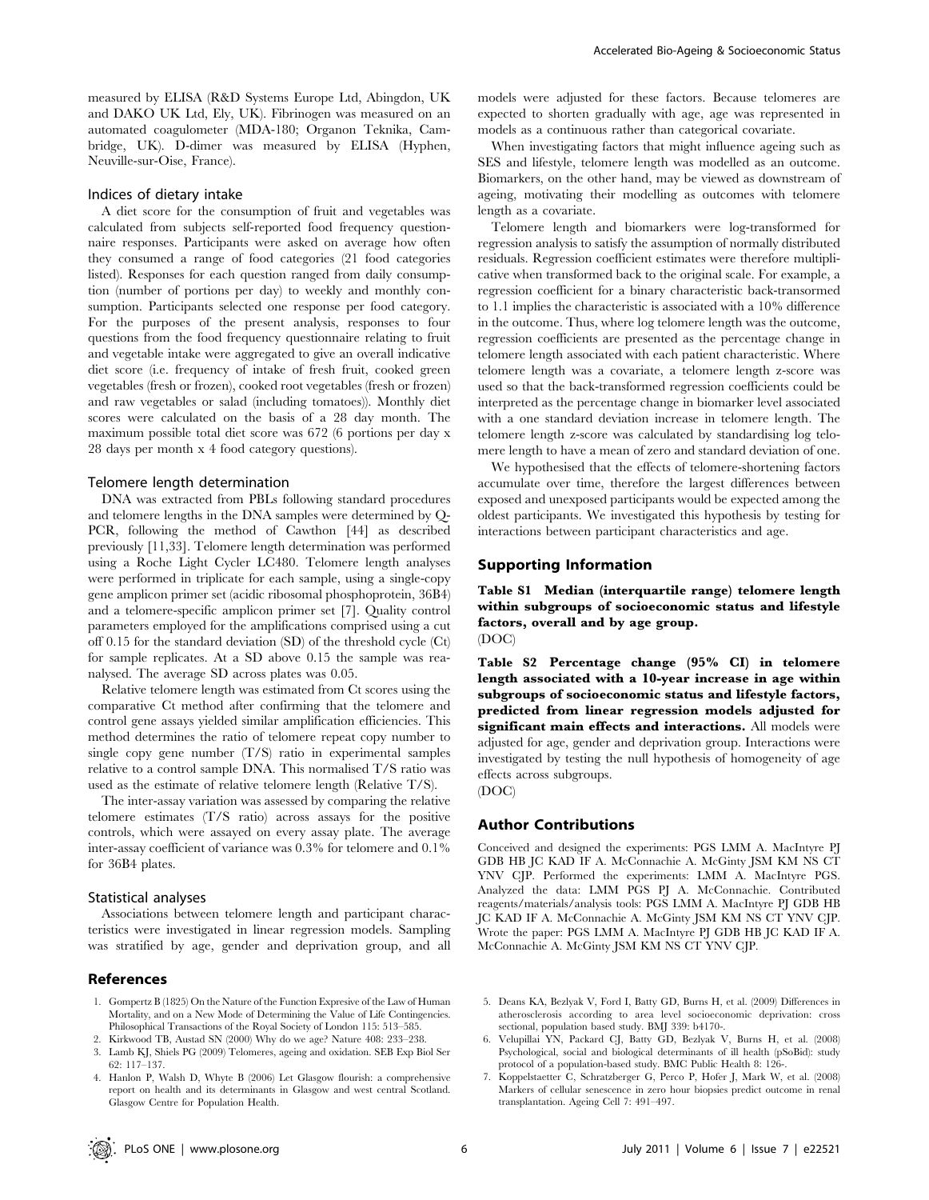measured by ELISA (R&D Systems Europe Ltd, Abingdon, UK and DAKO UK Ltd, Ely, UK). Fibrinogen was measured on an automated coagulometer (MDA-180; Organon Teknika, Cambridge, UK). D-dimer was measured by ELISA (Hyphen, Neuville-sur-Oise, France).

### Indices of dietary intake

A diet score for the consumption of fruit and vegetables was calculated from subjects self-reported food frequency questionnaire responses. Participants were asked on average how often they consumed a range of food categories (21 food categories listed). Responses for each question ranged from daily consumption (number of portions per day) to weekly and monthly consumption. Participants selected one response per food category. For the purposes of the present analysis, responses to four questions from the food frequency questionnaire relating to fruit and vegetable intake were aggregated to give an overall indicative diet score (i.e. frequency of intake of fresh fruit, cooked green vegetables (fresh or frozen), cooked root vegetables (fresh or frozen) and raw vegetables or salad (including tomatoes)). Monthly diet scores were calculated on the basis of a 28 day month. The maximum possible total diet score was 672 (6 portions per day x 28 days per month x 4 food category questions).

### Telomere length determination

DNA was extracted from PBLs following standard procedures and telomere lengths in the DNA samples were determined by Q-PCR, following the method of Cawthon [44] as described previously [11,33]. Telomere length determination was performed using a Roche Light Cycler LC480. Telomere length analyses were performed in triplicate for each sample, using a single-copy gene amplicon primer set (acidic ribosomal phosphoprotein, 36B4) and a telomere-specific amplicon primer set [7]. Quality control parameters employed for the amplifications comprised using a cut off 0.15 for the standard deviation (SD) of the threshold cycle (Ct) for sample replicates. At a SD above 0.15 the sample was reanalysed. The average SD across plates was 0.05.

Relative telomere length was estimated from Ct scores using the comparative Ct method after confirming that the telomere and control gene assays yielded similar amplification efficiencies. This method determines the ratio of telomere repeat copy number to single copy gene number (T/S) ratio in experimental samples relative to a control sample DNA. This normalised T/S ratio was used as the estimate of relative telomere length (Relative T/S).

The inter-assay variation was assessed by comparing the relative telomere estimates (T/S ratio) across assays for the positive controls, which were assayed on every assay plate. The average inter-assay coefficient of variance was 0.3% for telomere and 0.1% for 36B4 plates.

### Statistical analyses

Associations between telomere length and participant characteristics were investigated in linear regression models. Sampling was stratified by age, gender and deprivation group, and all models were adjusted for these factors. Because telomeres are expected to shorten gradually with age, age was represented in models as a continuous rather than categorical covariate.

When investigating factors that might influence ageing such as SES and lifestyle, telomere length was modelled as an outcome. Biomarkers, on the other hand, may be viewed as downstream of ageing, motivating their modelling as outcomes with telomere length as a covariate.

Telomere length and biomarkers were log-transformed for regression analysis to satisfy the assumption of normally distributed residuals. Regression coefficient estimates were therefore multiplicative when transformed back to the original scale. For example, a regression coefficient for a binary characteristic back-transormed to 1.1 implies the characteristic is associated with a 10% difference in the outcome. Thus, where log telomere length was the outcome, regression coefficients are presented as the percentage change in telomere length associated with each patient characteristic. Where telomere length was a covariate, a telomere length z-score was used so that the back-transformed regression coefficients could be interpreted as the percentage change in biomarker level associated with a one standard deviation increase in telomere length. The telomere length z-score was calculated by standardising log telomere length to have a mean of zero and standard deviation of one.

We hypothesised that the effects of telomere-shortening factors accumulate over time, therefore the largest differences between exposed and unexposed participants would be expected among the oldest participants. We investigated this hypothesis by testing for interactions between participant characteristics and age.

## Supporting Information

**Table S1 Median (interquartile range) telomere length within subgroups of socioeconomic status and lifestyle factors, overall and by age group.**
(DOC)

**Table S2 Percentage change (95% CI) in telomere length associated with a 10-year increase in age within subgroups of socioeconomic status and lifestyle factors, predicted from linear regression models adjusted for significant main effects and interactions.** All models were adjusted for age, gender and deprivation group. Interactions were investigated by testing the null hypothesis of homogeneity of age effects across subgroups.
(DOC)

## Author Contributions

Conceived and designed the experiments: PGS LMM A. MacIntyre PJ GDB HB JC KAD IF A. McConnachie A. McGinty JSM KM NS CT YNV CJP. Performed the experiments: LMM A. MacIntyre PGS. Analyzed the data: LMM PGS PJ A. McConnachie. Contributed reagents/materials/analysis tools: PGS LMM A. MacIntyre PJ GDB HB JC KAD IF A. McConnachie A. McGinty JSM KM NS CT YNV CJP. Wrote the paper: PGS LMM A. MacIntyre PJ GDB HB JC KAD IF A. McConnachie A. McGinty JSM KM NS CT YNV CJP.

## References

1. Gompertz B (1825) On the Nature of the Function Expresive of the Law of Human Mortality, and on a New Mode of Determining the Value of Life Contingencies. Philosophical Transactions of the Royal Society of London 115: 513–585.
2. Kirkwood TB, Austad SN (2000) Why do we age? Nature 408: 233–238.
3. Lamb KJ, Shiels PG (2009) Telomeres, ageing and oxidation. SEB Exp Biol Ser 62: 117–137.
4. Hanlon P, Walsh D, Whyte B (2006) Let Glasgow flourish: a comprehensive report on health and its determinants in Glasgow and west central Scotland. Glasgow Centre for Population Health.
5. Deans KA, Bezlyak V, Ford I, Batty GD, Burns H, et al. (2009) Differences in atherosclerosis according to area level socioeconomic deprivation: cross sectional, population based study. BMJ 339: b4170-.
6. Velupillai YN, Packard CJ, Batty GD, Bezlyak V, Burns H, et al. (2008) Psychological, social and biological determinants of ill health (pSoBid): study protocol of a population-based study. BMC Public Health 8: 126-.
7. Koppelstaetter C, Schratzberger G, Perco P, Hofer J, Mark W, et al. (2008) Markers of cellular senescence in zero hour biopsies predict outcome in renal transplantation. Ageing Cell 7: 491–497.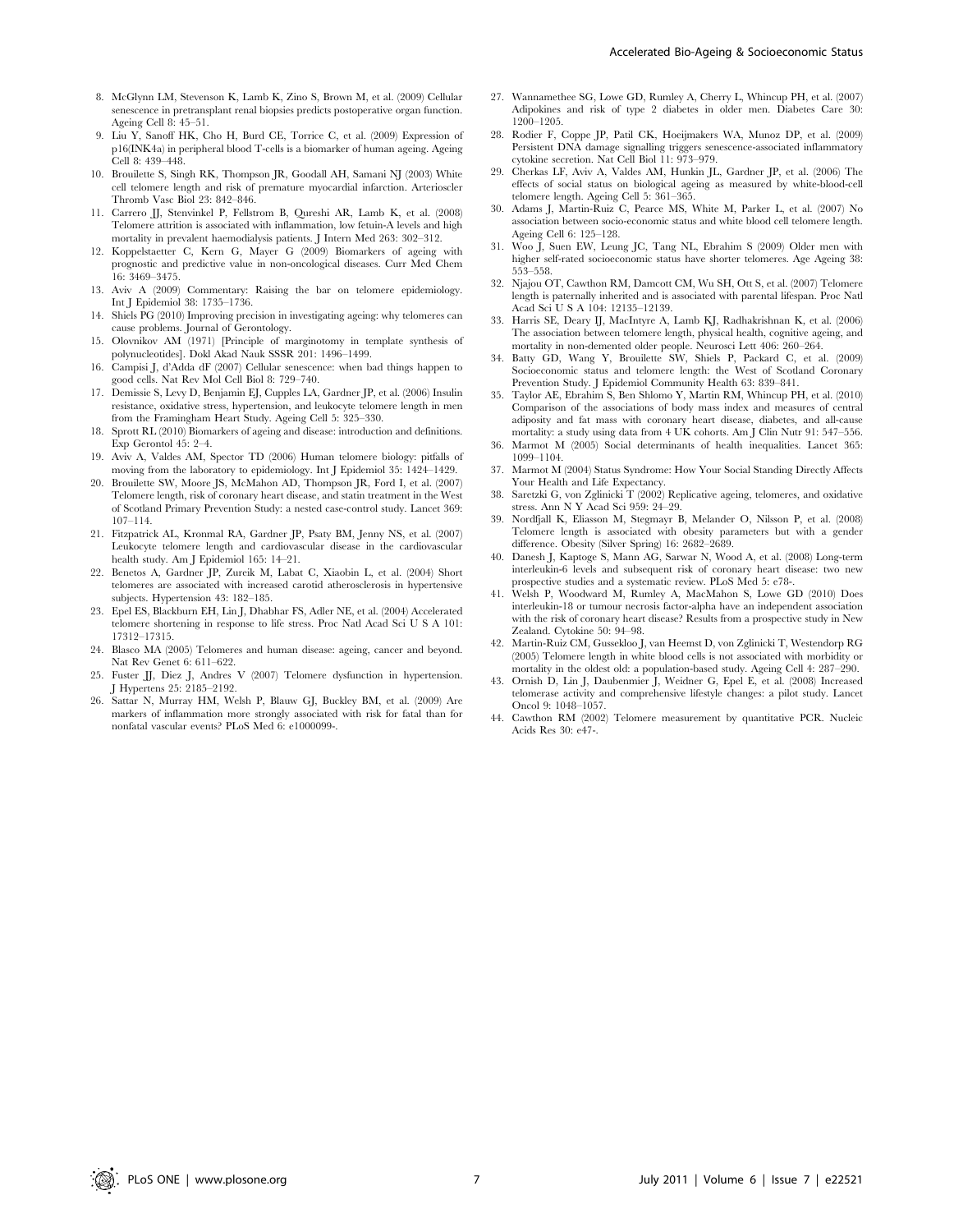8. McGlynn LM, Stevenson K, Lamb K, Zino S, Brown M, et al. (2009) Cellular senescence in pretransplant renal biopsies predicts postoperative organ function. Ageing Cell 8: 45–51.
9. Liu Y, Sanoff HK, Cho H, Burd CE, Torrice C, et al. (2009) Expression of p16(INK4a) in peripheral blood T-cells is a biomarker of human ageing. Ageing Cell 8: 439–448.
10. Brouilette S, Singh RK, Thompson JR, Goodall AH, Samani NJ (2003) White cell telomere length and risk of premature myocardial infarction. Arterioscler Thromb Vasc Biol 23: 842–846.
11. Carrero JJ, Stenvinkel P, Fellstrom B, Qureshi AR, Lamb K, et al. (2008) Telomere attrition is associated with inflammation, low fetuin-A levels and high mortality in prevalent haemodialysis patients. J Intern Med 263: 302–312.
12. Koppelstaetter C, Kern G, Mayer G (2009) Biomarkers of ageing with prognostic and predictive value in non-oncological diseases. Curr Med Chem 16: 3469–3475.
13. Aviv A (2009) Commentary: Raising the bar on telomere epidemiology. Int J Epidemiol 38: 1735–1736.
14. Shiels PG (2010) Improving precision in investigating ageing: why telomeres can cause problems. Journal of Gerontology.
15. Olovnikov AM (1971) [Principle of marginotomy in template synthesis of polynucleotides]. Dokl Akad Nauk SSSR 201: 1496–1499.
16. Campisi J, d'Adda dF (2007) Cellular senescence: when bad things happen to good cells. Nat Rev Mol Cell Biol 8: 729–740.
17. Demissie S, Levy D, Benjamin EJ, Cupples LA, Gardner JP, et al. (2006) Insulin resistance, oxidative stress, hypertension, and leukocyte telomere length in men from the Framingham Heart Study. Ageing Cell 5: 325–330.
18. Sprott RL (2010) Biomarkers of ageing and disease: introduction and definitions. Exp Gerontol 45: 2–4.
19. Aviv A, Valdes AM, Spector TD (2006) Human telomere biology: pitfalls of moving from the laboratory to epidemiology. Int J Epidemiol 35: 1424–1429.
20. Brouilette SW, Moore JS, McMahon AD, Thompson JR, Ford I, et al. (2007) Telomere length, risk of coronary heart disease, and statin treatment in the West of Scotland Primary Prevention Study: a nested case-control study. Lancet 369: 107–114.
21. Fitzpatrick AL, Kronmal RA, Gardner JP, Psaty BM, Jenny NS, et al. (2007) Leukocyte telomere length and cardiovascular disease in the cardiovascular health study. Am J Epidemiol 165: 14–21.
22. Benetos A, Gardner JP, Zureik M, Labat C, Xiaobin L, et al. (2004) Short telomeres are associated with increased carotid atherosclerosis in hypertensive subjects. Hypertension 43: 182–185.
23. Epel ES, Blackburn EH, Lin J, Dhabhar FS, Adler NE, et al. (2004) Accelerated telomere shortening in response to life stress. Proc Natl Acad Sci U S A 101: 17312–17315.
24. Blasco MA (2005) Telomeres and human disease: ageing, cancer and beyond. Nat Rev Genet 6: 611–622.
25. Fuster JJ, Diez J, Andres V (2007) Telomere dysfunction in hypertension. J Hypertens 25: 2185–2192.
26. Sattar N, Murray HM, Welsh P, Blauw GJ, Buckley BM, et al. (2009) Are markers of inflammation more strongly associated with risk for fatal than for nonfatal vascular events? PLoS Med 6: e1000099-.
27. Wannamethee SG, Lowe GD, Rumley A, Cherry L, Whincup PH, et al. (2007) Adipokines and risk of type 2 diabetes in older men. Diabetes Care 30: 1200–1205.
28. Rodier F, Coppe JP, Patil CK, Hoeijmakers WA, Munoz DP, et al. (2009) Persistent DNA damage signalling triggers senescence-associated inflammatory cytokine secretion. Nat Cell Biol 11: 973–979.
29. Cherkas LF, Aviv A, Valdes AM, Hunkin JL, Gardner JP, et al. (2006) The effects of social status on biological ageing as measured by white-blood-cell telomere length. Ageing Cell 5: 361–365.
30. Adams J, Martin-Ruiz C, Pearce MS, White M, Parker L, et al. (2007) No association between socio-economic status and white blood cell telomere length. Ageing Cell 6: 125–128.
31. Woo J, Suen EW, Leung JC, Tang NL, Ebrahim S (2009) Older men with higher self-rated socioeconomic status have shorter telomeres. Age Ageing 38: 553–558.
32. Njajou OT, Cawthon RM, Damcott CM, Wu SH, Ott S, et al. (2007) Telomere length is paternally inherited and is associated with parental lifespan. Proc Natl Acad Sci U S A 104: 12135–12139.
33. Harris SE, Deary IJ, MacIntyre A, Lamb KJ, Radhakrishnan K, et al. (2006) The association between telomere length, physical health, cognitive ageing, and mortality in non-demented older people. Neurosci Lett 406: 260–264.
34. Batty GD, Wang Y, Brouilette SW, Shiels P, Packard C, et al. (2009) Socioeconomic status and telomere length: the West of Scotland Coronary Prevention Study. J Epidemiol Community Health 63: 839–841.
35. Taylor AE, Ebrahim S, Ben Shlomo Y, Martin RM, Whincup PH, et al. (2010) Comparison of the associations of body mass index and measures of central adiposity and fat mass with coronary heart disease, diabetes, and all-cause mortality: a study using data from 4 UK cohorts. Am J Clin Nutr 91: 547–556.
36. Marmot M (2005) Social determinants of health inequalities. Lancet 365: 1099–1104.
37. Marmot M (2004) Status Syndrome: How Your Social Standing Directly Affects Your Health and Life Expectancy.
38. Saretzki G, von Zglinicki T (2002) Replicative ageing, telomeres, and oxidative stress. Ann N Y Acad Sci 959: 24–29.
39. Nordfjall K, Eliasson M, Stegmayr B, Melander O, Nilsson P, et al. (2008) Telomere length is associated with obesity parameters but with a gender difference. Obesity (Silver Spring) 16: 2682–2689.
40. Danesh J, Kaptoge S, Mann AG, Sarwar N, Wood A, et al. (2008) Long-term interleukin-6 levels and subsequent risk of coronary heart disease: two new prospective studies and a systematic review. PLoS Med 5: e78-.
41. Welsh P, Woodward M, Rumley A, MacMahon S, Lowe GD (2010) Does interleukin-18 or tumour necrosis factor-alpha have an independent association with the risk of coronary heart disease? Results from a prospective study in New Zealand. Cytokine 50: 94–98.
42. Martin-Ruiz CM, Gussekloo J, van Heemst D, von Zglinicki T, Westendorp RG (2005) Telomere length in white blood cells is not associated with morbidity or mortality in the oldest old: a population-based study. Ageing Cell 4: 287–290.
43. Ornish D, Lin J, Daubenmier J, Weidner G, Epel E, et al. (2008) Increased telomerase activity and comprehensive lifestyle changes: a pilot study. Lancet Oncol 9: 1048–1057.
44. Cawthon RM (2002) Telomere measurement by quantitative PCR. Nucleic Acids Res 30: e47-.